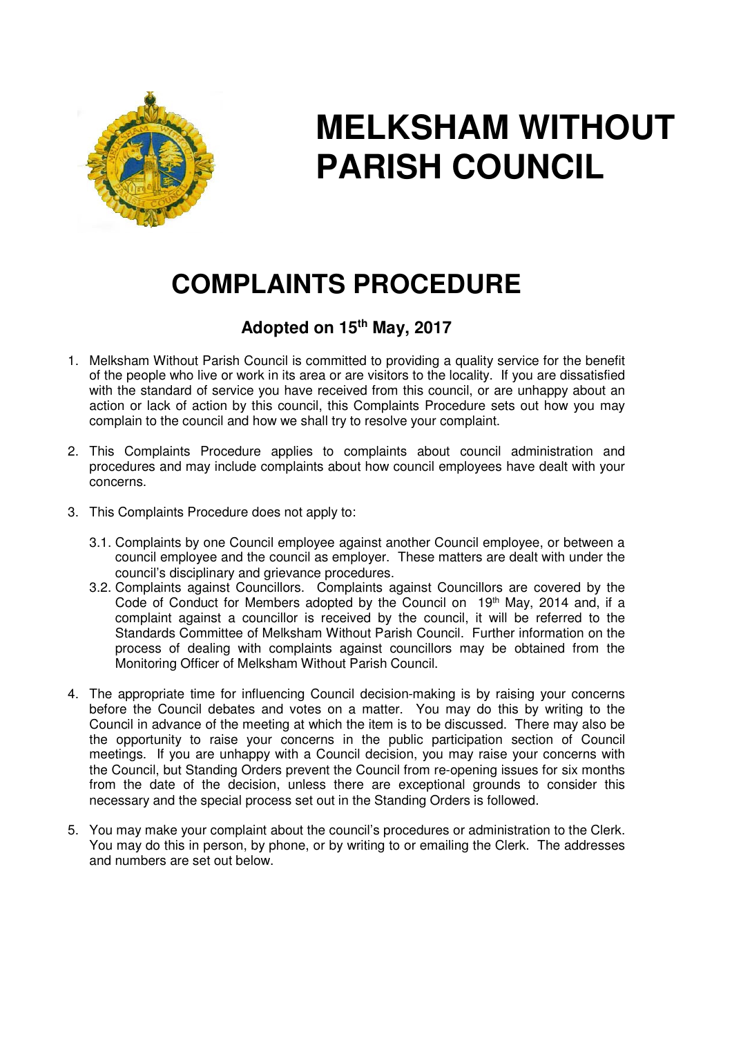# MELKSHAM WITHOUT PARISH COUNCIL

## COMPLAINTS PROCEDURE

### Adopted on 15th May, 2017

1. Melksham Without Parish Council is committed to providing a quality service for the benefit of the people who live or work in its area or are visitors to the locality. If you are dissatisfied with the standard of service you have received from this council, or are unhappy about an action or lack of action by this council, this Complaints Procedure sets out how you may complain to the council and how we shall try to resolve your complaint.

2. This Complaints Procedure applies to complaints about council administration and procedures and may include complaints about how council employees have dealt with your concerns.

3. This Complaints Procedure does not apply to:

   3.1. Complaints by one Council employee against another Council employee, or between a council employee and the council as employer. These matters are dealt with under the council's disciplinary and grievance procedures.

   3.2. Complaints against Councillors. Complaints against Councillors are covered by the Code of Conduct for Members adopted by the Council on 19th May, 2014 and, if a complaint against a councillor is received by the council, it will be referred to the Standards Committee of Melksham Without Parish Council. Further information on the process of dealing with complaints against councillors may be obtained from the Monitoring Officer of Melksham Without Parish Council.

4. The appropriate time for influencing Council decision-making is by raising your concerns before the Council debates and votes on a matter. You may do this by writing to the Council in advance of the meeting at which the item is to be discussed. There may also be the opportunity to raise your concerns in the public participation section of Council meetings. If you are unhappy with a Council decision, you may raise your concerns with the Council, but Standing Orders prevent the Council from re-opening issues for six months from the date of the decision, unless there are exceptional grounds to consider this necessary and the special process set out in the Standing Orders is followed.

5. You may make your complaint about the council's procedures or administration to the Clerk. You may do this in person, by phone, or by writing to or emailing the Clerk. The addresses and numbers are set out below.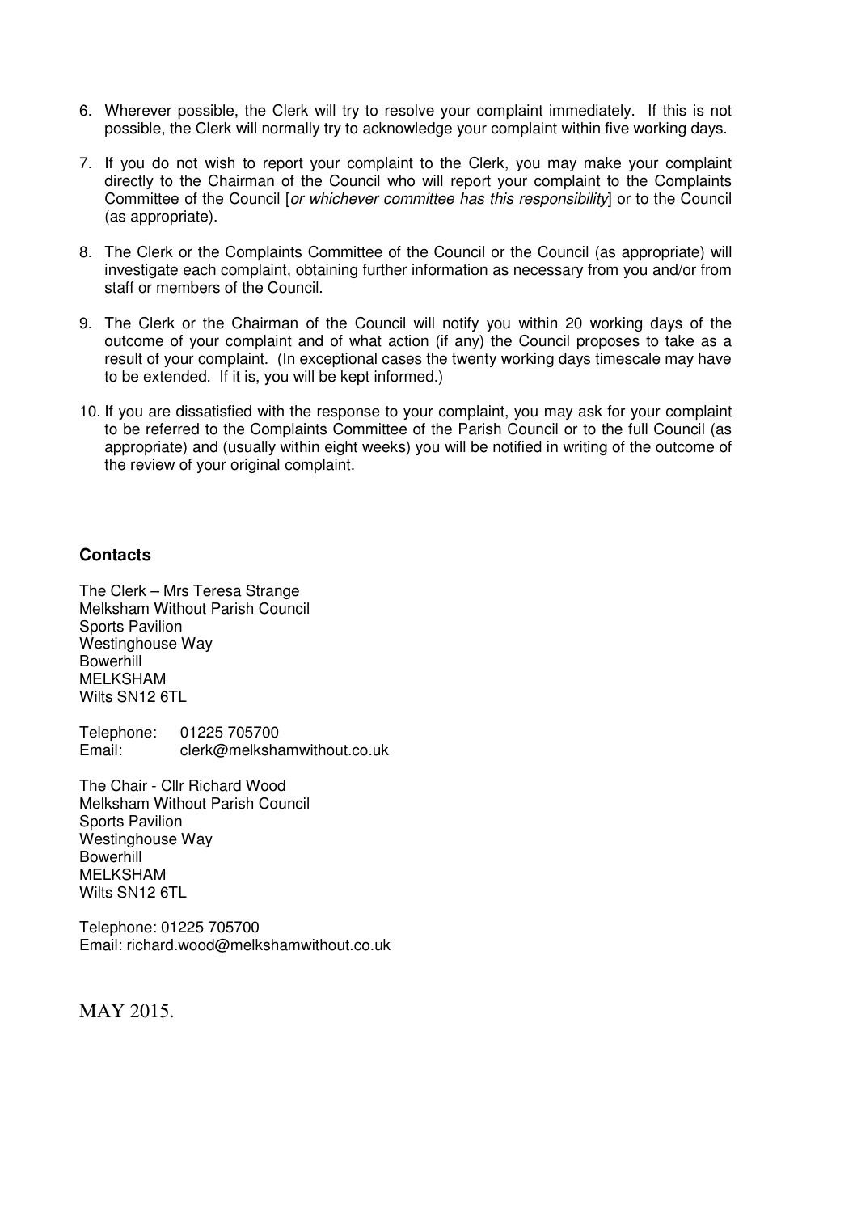6. Wherever possible, the Clerk will try to resolve your complaint immediately. If this is not possible, the Clerk will normally try to acknowledge your complaint within five working days.

7. If you do not wish to report your complaint to the Clerk, you may make your complaint directly to the Chairman of the Council who will report your complaint to the Complaints Committee of the Council [*or whichever committee has this responsibility*] or to the Council (as appropriate).

8. The Clerk or the Complaints Committee of the Council or the Council (as appropriate) will investigate each complaint, obtaining further information as necessary from you and/or from staff or members of the Council.

9. The Clerk or the Chairman of the Council will notify you within 20 working days of the outcome of your complaint and of what action (if any) the Council proposes to take as a result of your complaint. (In exceptional cases the twenty working days timescale may have to be extended. If it is, you will be kept informed.)

10. If you are dissatisfied with the response to your complaint, you may ask for your complaint to be referred to the Complaints Committee of the Parish Council or to the full Council (as appropriate) and (usually within eight weeks) you will be notified in writing of the outcome of the review of your original complaint.

## Contacts

The Clerk – Mrs Teresa Strange
Melksham Without Parish Council
Sports Pavilion
Westinghouse Way
Bowerhill
MELKSHAM
Wilts SN12 6TL

Telephone: 01225 705700
Email: clerk@melkshamwithout.co.uk

The Chair - Cllr Richard Wood
Melksham Without Parish Council
Sports Pavilion
Westinghouse Way
Bowerhill
MELKSHAM
Wilts SN12 6TL

Telephone: 01225 705700
Email: richard.wood@melkshamwithout.co.uk

MAY 2015.